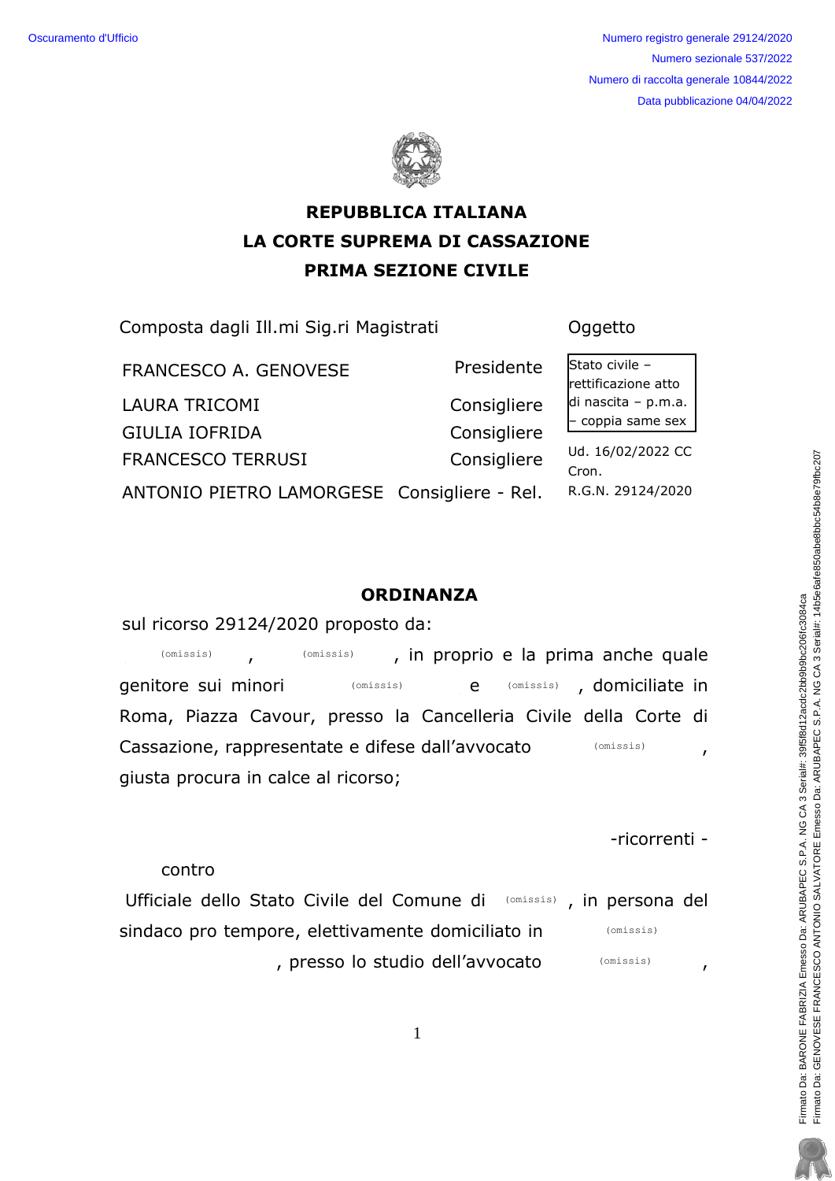Oscuramento d'Ufficio

Numero registro generale 29124/2020
Numero sezionale 537/2022
Numero di raccolta generale 10844/2022
Data pubblicazione 04/04/2022

**REPUBBLICA ITALIANA**
**LA CORTE SUPREMA DI CASSAZIONE**
**PRIMA SEZIONE CIVILE**

Composta dagli Ill.mi Sig.ri Magistrati

| | | Oggetto |
|---|---|---|
| FRANCESCO A. GENOVESE | Presidente | Stato civile – rettificazione atto di nascita – p.m.a. – coppia same sex |
| LAURA TRICOMI | Consigliere | |
| GIULIA IOFRIDA | Consigliere | |
| FRANCESCO TERRUSI | Consigliere | Ud. 16/02/2022 CC Cron. |
| ANTONIO PIETRO LAMORGESE | Consigliere - Rel. | R.G.N. 29124/2020 |

## ORDINANZA

sul ricorso 29124/2020 proposto da:

(omissis), (omissis), in proprio e la prima anche quale genitore sui minori (omissis) e (omissis), domiciliate in Roma, Piazza Cavour, presso la Cancelleria Civile della Corte di Cassazione, rappresentate e difese dall'avvocato (omissis), giusta procura in calce al ricorso;

-ricorrenti -

contro

Ufficiale dello Stato Civile del Comune di (omissis), in persona del sindaco pro tempore, elettivamente domiciliato in (omissis), presso lo studio dell'avvocato (omissis),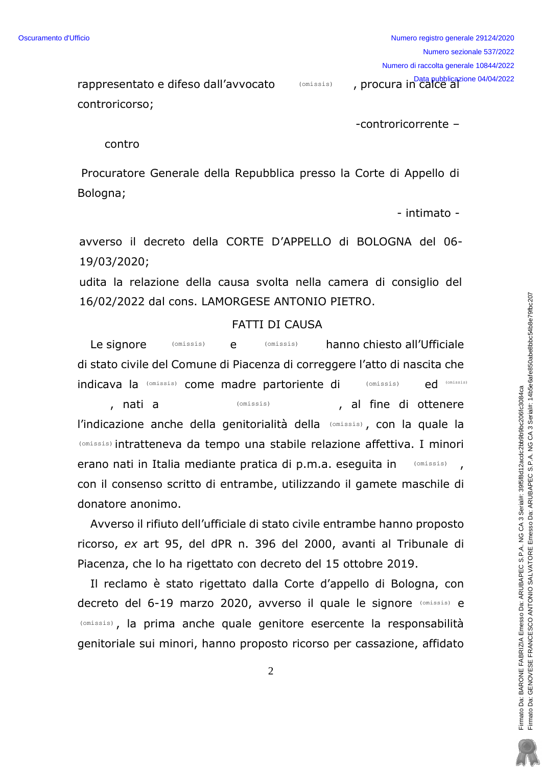rappresentato e difeso dall'avvocato (omissis), procura in calce al controricorso;

-controricorrente –

contro

Procuratore Generale della Repubblica presso la Corte di Appello di Bologna;

- intimato -

avverso il decreto della CORTE D'APPELLO di BOLOGNA del 06-19/03/2020;

udita la relazione della causa svolta nella camera di consiglio del 16/02/2022 dal cons. LAMORGESE ANTONIO PIETRO.

## FATTI DI CAUSA

Le signore (omissis) e (omissis) hanno chiesto all'Ufficiale di stato civile del Comune di Piacenza di correggere l'atto di nascita che indicava la (omissis) come madre partoriente di (omissis) ed (omissis), nati a (omissis), al fine di ottenere l'indicazione anche della genitorialità della (omissis), con la quale la (omissis) intratteneva da tempo una stabile relazione affettiva. I minori erano nati in Italia mediante pratica di p.m.a. eseguita in (omissis), con il consenso scritto di entrambe, utilizzando il gamete maschile di donatore anonimo.

Avverso il rifiuto dell'ufficiale di stato civile entrambe hanno proposto ricorso, *ex* art 95, del dPR n. 396 del 2000, avanti al Tribunale di Piacenza, che lo ha rigettato con decreto del 15 ottobre 2019.

Il reclamo è stato rigettato dalla Corte d'appello di Bologna, con decreto del 6-19 marzo 2020, avverso il quale le signore (omissis) e (omissis), la prima anche quale genitore esercente la responsabilità genitoriale sui minori, hanno proposto ricorso per cassazione, affidato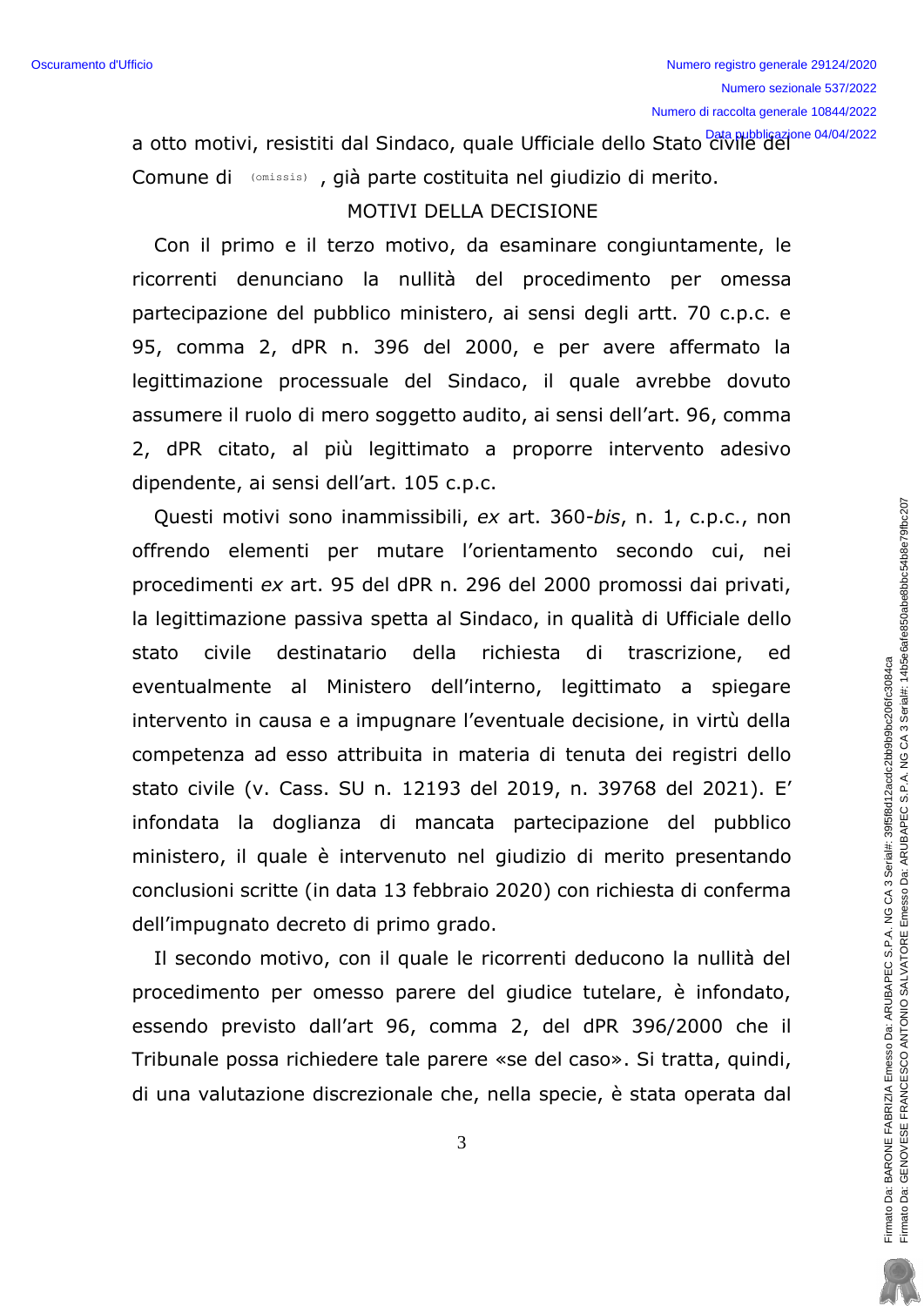a otto motivi, resistiti dal Sindaco, quale Ufficiale dello Stato civile del Comune di (omissis) , già parte costituita nel giudizio di merito.

MOTIVI DELLA DECISIONE

Con il primo e il terzo motivo, da esaminare congiuntamente, le ricorrenti denunciano la nullità del procedimento per omessa partecipazione del pubblico ministero, ai sensi degli artt. 70 c.p.c. e 95, comma 2, dPR n. 396 del 2000, e per avere affermato la legittimazione processuale del Sindaco, il quale avrebbe dovuto assumere il ruolo di mero soggetto audito, ai sensi dell'art. 96, comma 2, dPR citato, al più legittimato a proporre intervento adesivo dipendente, ai sensi dell'art. 105 c.p.c.

Questi motivi sono inammissibili, *ex* art. 360-*bis*, n. 1, c.p.c., non offrendo elementi per mutare l'orientamento secondo cui, nei procedimenti *ex* art. 95 del dPR n. 296 del 2000 promossi dai privati, la legittimazione passiva spetta al Sindaco, in qualità di Ufficiale dello stato civile destinatario della richiesta di trascrizione, ed eventualmente al Ministero dell'interno, legittimato a spiegare intervento in causa e a impugnare l'eventuale decisione, in virtù della competenza ad esso attribuita in materia di tenuta dei registri dello stato civile (v. Cass. SU n. 12193 del 2019, n. 39768 del 2021). E' infondata la doglianza di mancata partecipazione del pubblico ministero, il quale è intervenuto nel giudizio di merito presentando conclusioni scritte (in data 13 febbraio 2020) con richiesta di conferma dell'impugnato decreto di primo grado.

Il secondo motivo, con il quale le ricorrenti deducono la nullità del procedimento per omesso parere del giudice tutelare, è infondato, essendo previsto dall'art 96, comma 2, del dPR 396/2000 che il Tribunale possa richiedere tale parere «se del caso». Si tratta, quindi, di una valutazione discrezionale che, nella specie, è stata operata dal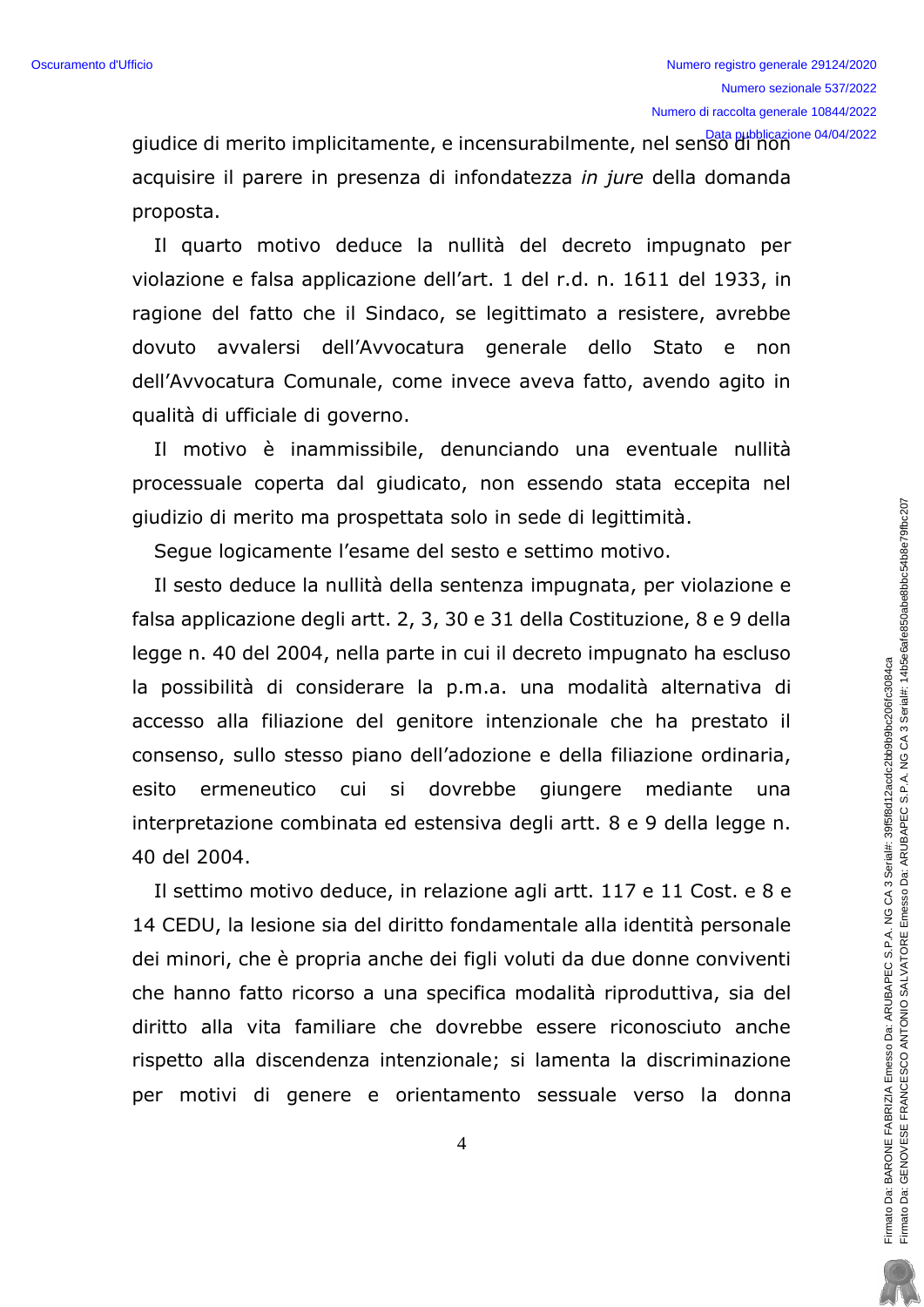giudice di merito implicitamente, e incensurabilmente, nel senso di non acquisire il parere in presenza di infondatezza *in jure* della domanda proposta.

Il quarto motivo deduce la nullità del decreto impugnato per violazione e falsa applicazione dell'art. 1 del r.d. n. 1611 del 1933, in ragione del fatto che il Sindaco, se legittimato a resistere, avrebbe dovuto avvalersi dell'Avvocatura generale dello Stato e non dell'Avvocatura Comunale, come invece aveva fatto, avendo agito in qualità di ufficiale di governo.

Il motivo è inammissibile, denunciando una eventuale nullità processuale coperta dal giudicato, non essendo stata eccepita nel giudizio di merito ma prospettata solo in sede di legittimità.

Segue logicamente l'esame del sesto e settimo motivo.

Il sesto deduce la nullità della sentenza impugnata, per violazione e falsa applicazione degli artt. 2, 3, 30 e 31 della Costituzione, 8 e 9 della legge n. 40 del 2004, nella parte in cui il decreto impugnato ha escluso la possibilità di considerare la p.m.a. una modalità alternativa di accesso alla filiazione del genitore intenzionale che ha prestato il consenso, sullo stesso piano dell'adozione e della filiazione ordinaria, esito ermeneutico cui si dovrebbe giungere mediante una interpretazione combinata ed estensiva degli artt. 8 e 9 della legge n. 40 del 2004.

Il settimo motivo deduce, in relazione agli artt. 117 e 11 Cost. e 8 e 14 CEDU, la lesione sia del diritto fondamentale alla identità personale dei minori, che è propria anche dei figli voluti da due donne conviventi che hanno fatto ricorso a una specifica modalità riproduttiva, sia del diritto alla vita familiare che dovrebbe essere riconosciuto anche rispetto alla discendenza intenzionale; si lamenta la discriminazione per motivi di genere e orientamento sessuale verso la donna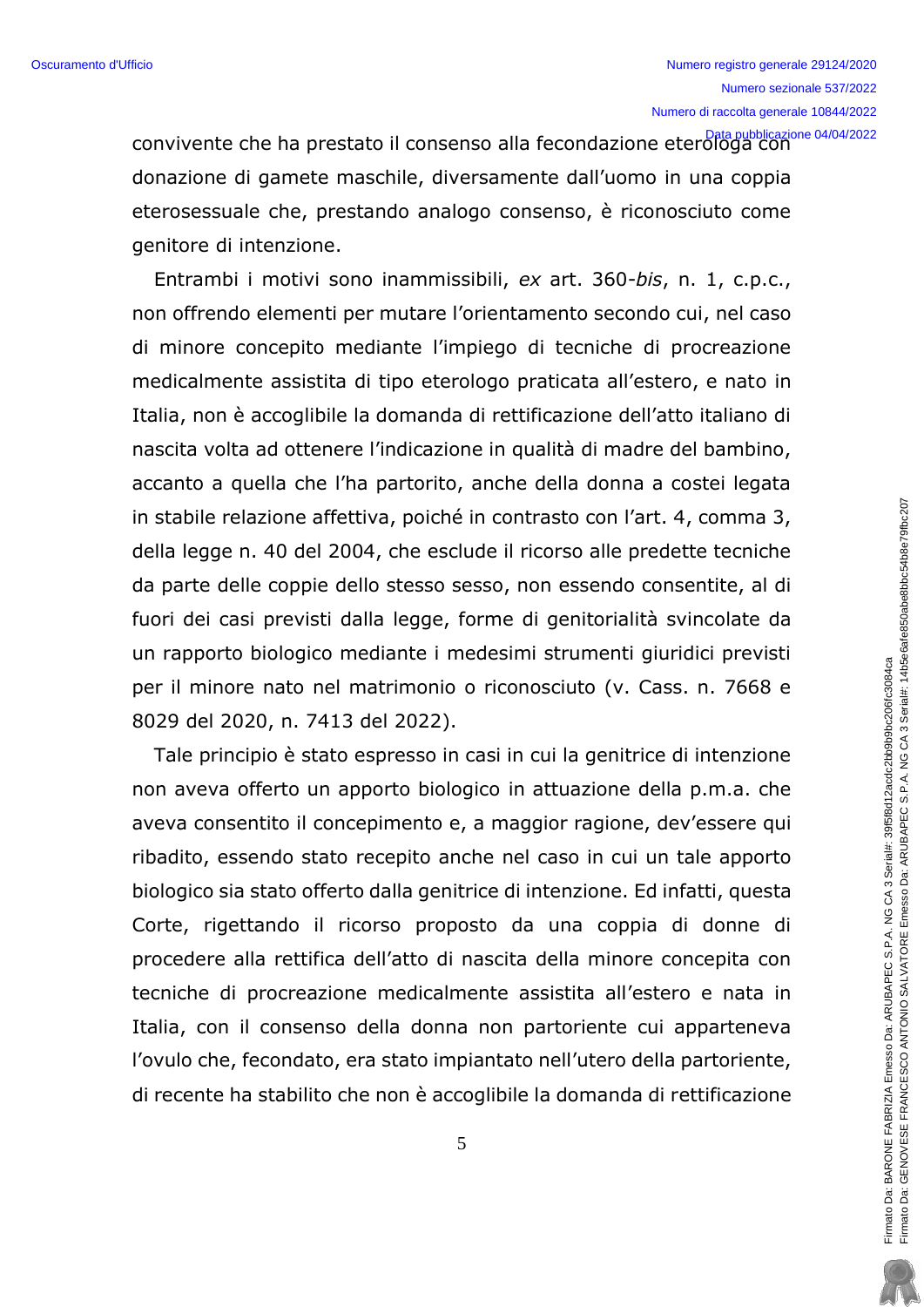convivente che ha prestato il consenso alla fecondazione eterologa con donazione di gamete maschile, diversamente dall'uomo in una coppia eterosessuale che, prestando analogo consenso, è riconosciuto come genitore di intenzione.

Entrambi i motivi sono inammissibili, *ex* art. 360-*bis*, n. 1, c.p.c., non offrendo elementi per mutare l'orientamento secondo cui, nel caso di minore concepito mediante l'impiego di tecniche di procreazione medicalmente assistita di tipo eterologo praticata all'estero, e nato in Italia, non è accoglibile la domanda di rettificazione dell'atto italiano di nascita volta ad ottenere l'indicazione in qualità di madre del bambino, accanto a quella che l'ha partorito, anche della donna a costei legata in stabile relazione affettiva, poiché in contrasto con l'art. 4, comma 3, della legge n. 40 del 2004, che esclude il ricorso alle predette tecniche da parte delle coppie dello stesso sesso, non essendo consentite, al di fuori dei casi previsti dalla legge, forme di genitorialità svincolate da un rapporto biologico mediante i medesimi strumenti giuridici previsti per il minore nato nel matrimonio o riconosciuto (v. Cass. n. 7668 e 8029 del 2020, n. 7413 del 2022).

Tale principio è stato espresso in casi in cui la genitrice di intenzione non aveva offerto un apporto biologico in attuazione della p.m.a. che aveva consentito il concepimento e, a maggior ragione, dev'essere qui ribadito, essendo stato recepito anche nel caso in cui un tale apporto biologico sia stato offerto dalla genitrice di intenzione. Ed infatti, questa Corte, rigettando il ricorso proposto da una coppia di donne di procedere alla rettifica dell'atto di nascita della minore concepita con tecniche di procreazione medicalmente assistita all'estero e nata in Italia, con il consenso della donna non partoriente cui apparteneva l'ovulo che, fecondato, era stato impiantato nell'utero della partoriente, di recente ha stabilito che non è accoglibile la domanda di rettificazione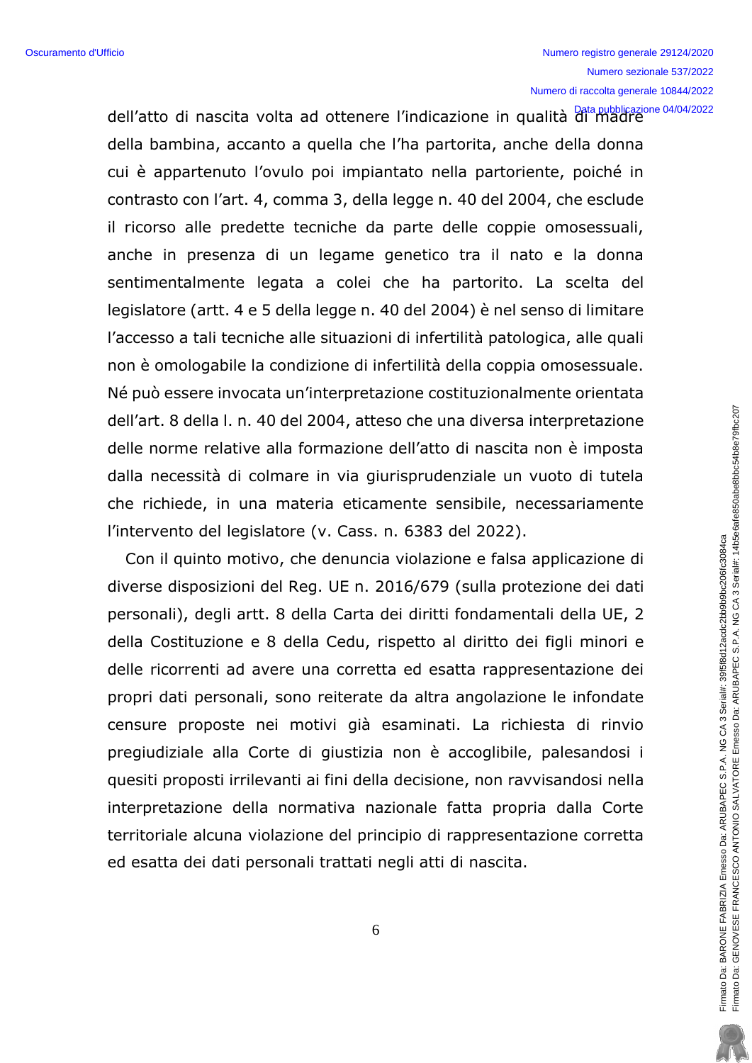dell'atto di nascita volta ad ottenere l'indicazione in qualità di madre della bambina, accanto a quella che l'ha partorita, anche della donna cui è appartenuto l'ovulo poi impiantato nella partoriente, poiché in contrasto con l'art. 4, comma 3, della legge n. 40 del 2004, che esclude il ricorso alle predette tecniche da parte delle coppie omosessuali, anche in presenza di un legame genetico tra il nato e la donna sentimentalmente legata a colei che ha partorito. La scelta del legislatore (artt. 4 e 5 della legge n. 40 del 2004) è nel senso di limitare l'accesso a tali tecniche alle situazioni di infertilità patologica, alle quali non è omologabile la condizione di infertilità della coppia omosessuale. Né può essere invocata un'interpretazione costituzionalmente orientata dell'art. 8 della l. n. 40 del 2004, atteso che una diversa interpretazione delle norme relative alla formazione dell'atto di nascita non è imposta dalla necessità di colmare in via giurisprudenziale un vuoto di tutela che richiede, in una materia eticamente sensibile, necessariamente l'intervento del legislatore (v. Cass. n. 6383 del 2022).

Con il quinto motivo, che denuncia violazione e falsa applicazione di diverse disposizioni del Reg. UE n. 2016/679 (sulla protezione dei dati personali), degli artt. 8 della Carta dei diritti fondamentali della UE, 2 della Costituzione e 8 della Cedu, rispetto al diritto dei figli minori e delle ricorrenti ad avere una corretta ed esatta rappresentazione dei propri dati personali, sono reiterate da altra angolazione le infondate censure proposte nei motivi già esaminati. La richiesta di rinvio pregiudiziale alla Corte di giustizia non è accoglibile, palesandosi i quesiti proposti irrilevanti ai fini della decisione, non ravvisandosi nella interpretazione della normativa nazionale fatta propria dalla Corte territoriale alcuna violazione del principio di rappresentazione corretta ed esatta dei dati personali trattati negli atti di nascita.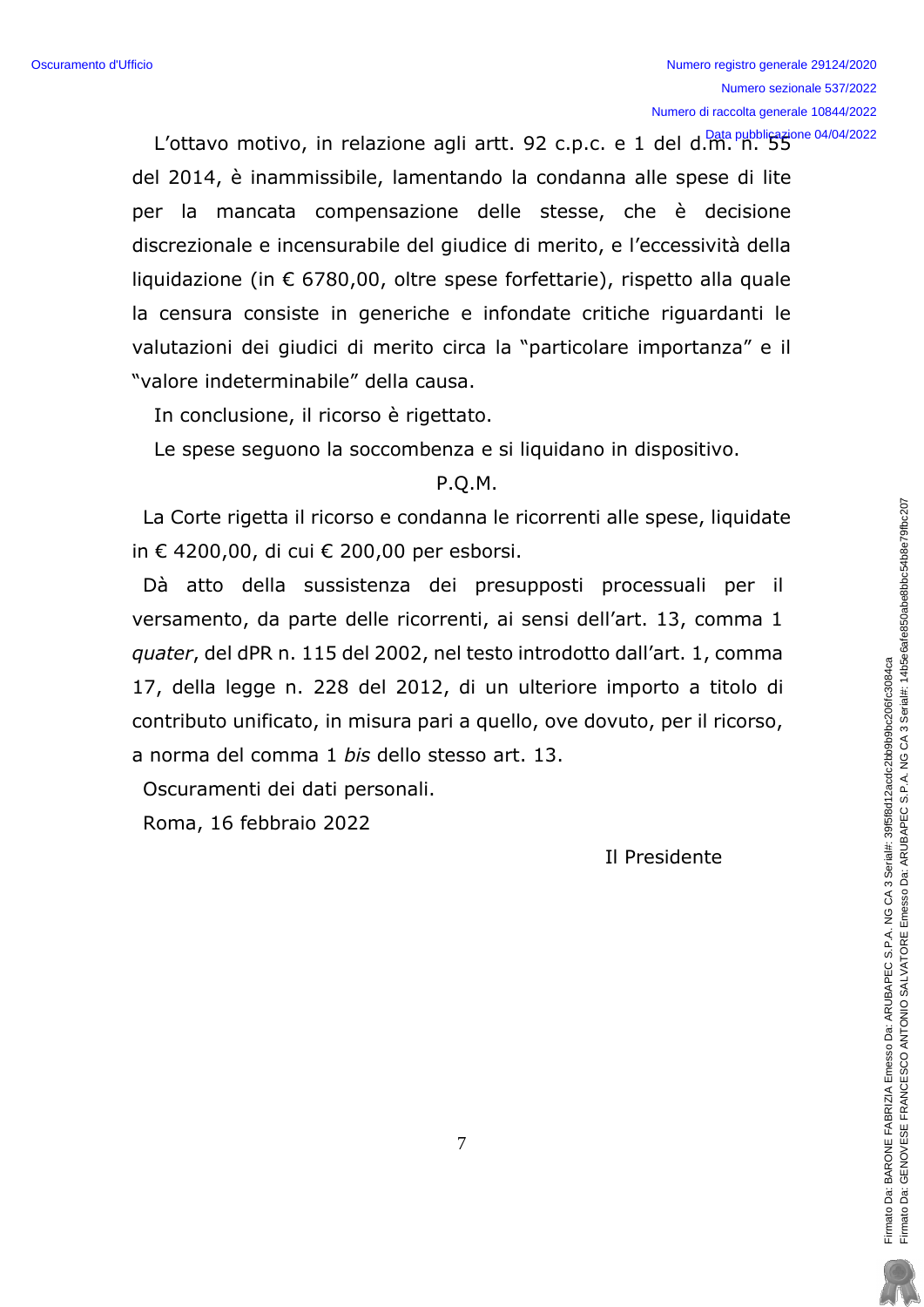L'ottavo motivo, in relazione agli artt. 92 c.p.c. e 1 del d.m. n. 55 del 2014, è inammissibile, lamentando la condanna alle spese di lite per la mancata compensazione delle stesse, che è decisione discrezionale e incensurabile del giudice di merito, e l'eccessività della liquidazione (in € 6780,00, oltre spese forfettarie), rispetto alla quale la censura consiste in generiche e infondate critiche riguardanti le valutazioni dei giudici di merito circa la "particolare importanza" e il "valore indeterminabile" della causa.

In conclusione, il ricorso è rigettato.

Le spese seguono la soccombenza e si liquidano in dispositivo.

P.Q.M.

La Corte rigetta il ricorso e condanna le ricorrenti alle spese, liquidate in € 4200,00, di cui € 200,00 per esborsi.

Dà atto della sussistenza dei presupposti processuali per il versamento, da parte delle ricorrenti, ai sensi dell'art. 13, comma 1 *quater*, del dPR n. 115 del 2002, nel testo introdotto dall'art. 1, comma 17, della legge n. 228 del 2012, di un ulteriore importo a titolo di contributo unificato, in misura pari a quello, ove dovuto, per il ricorso, a norma del comma 1 *bis* dello stesso art. 13.

Oscuramenti dei dati personali.

Roma, 16 febbraio 2022

Il Presidente